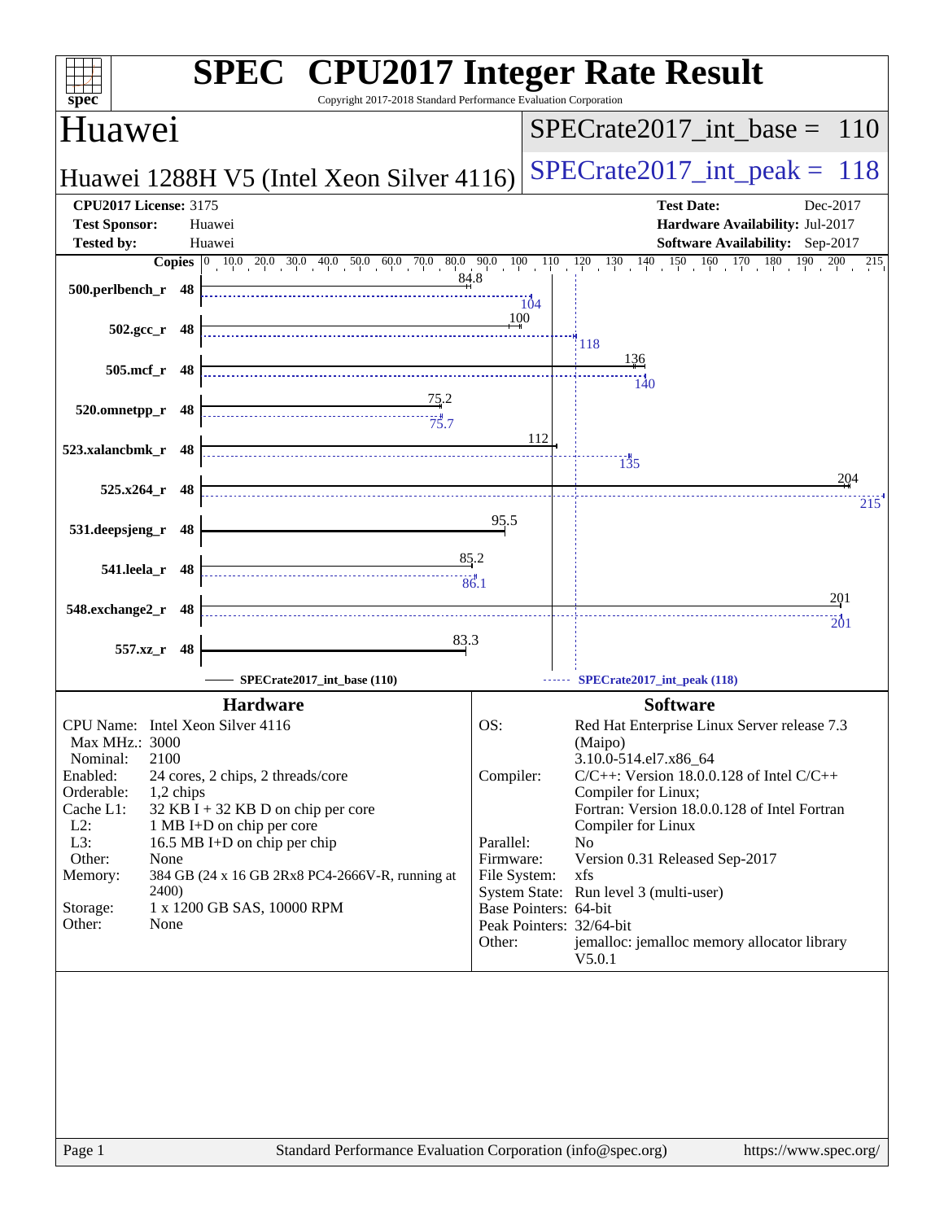# SPEC CPU2017 Integer Rate Result

Copyright 2017-2018 Standard Performance Evaluation Corporation

## Huawei

**Huawei 1288H V5 (Intel Xeon Silver 4116)**

SPECrate2017_int_base = 110

SPECrate2017_int_peak = 118

| | | | |
|---|---|---|---|
| **CPU2017 License:** | 3175 | **Test Date:** | Dec-2017 |
| **Test Sponsor:** | Huawei | **Hardware Availability:** | Jul-2017 |
| **Tested by:** | Huawei | **Software Availability:** | Sep-2017 |

| Benchmark | Copies | Base | Peak |
|---|---|---|---|
| 500.perlbench_r | 48 | 84.8 | 104 |
| 502.gcc_r | 48 | 100 | 118 |
| 505.mcf_r | 48 | 136 | 140 |
| 520.omnetpp_r | 48 | 75.2 | 75.7 |
| 523.xalancbmk_r | 48 | 112 | 135 |
| 525.x264_r | 48 | 204 | 215 |
| 531.deepsjeng_r | 48 | 95.5 | |
| 541.leela_r | 48 | 85.2 | 86.1 |
| 548.exchange2_r | 48 | 201 | 201 |
| 557.xz_r | 48 | 83.3 | |

SPECrate2017_int_base (110) —— SPECrate2017_int_peak (118) - - -

### Hardware

| | |
|---|---|
| CPU Name: | Intel Xeon Silver 4116 |
| Max MHz.: | 3000 |
| Nominal: | 2100 |
| Enabled: | 24 cores, 2 chips, 2 threads/core |
| Orderable: | 1,2 chips |
| Cache L1: | 32 KB I + 32 KB D on chip per core |
| L2: | 1 MB I+D on chip per core |
| L3: | 16.5 MB I+D on chip per chip |
| Other: | None |
| Memory: | 384 GB (24 x 16 GB 2Rx8 PC4-2666V-R, running at 2400) |
| Storage: | 1 x 1200 GB SAS, 10000 RPM |
| Other: | None |

### Software

| | |
|---|---|
| OS: | Red Hat Enterprise Linux Server release 7.3 (Maipo) 3.10.0-514.el7.x86_64 |
| Compiler: | C/C++: Version 18.0.0.128 of Intel C/C++ Compiler for Linux; Fortran: Version 18.0.0.128 of Intel Fortran Compiler for Linux |
| Parallel: | No |
| Firmware: | Version 0.31 Released Sep-2017 |
| File System: | xfs |
| System State: | Run level 3 (multi-user) |
| Base Pointers: | 64-bit |
| Peak Pointers: | 32/64-bit |
| Other: | jemalloc: jemalloc memory allocator library V5.0.1 |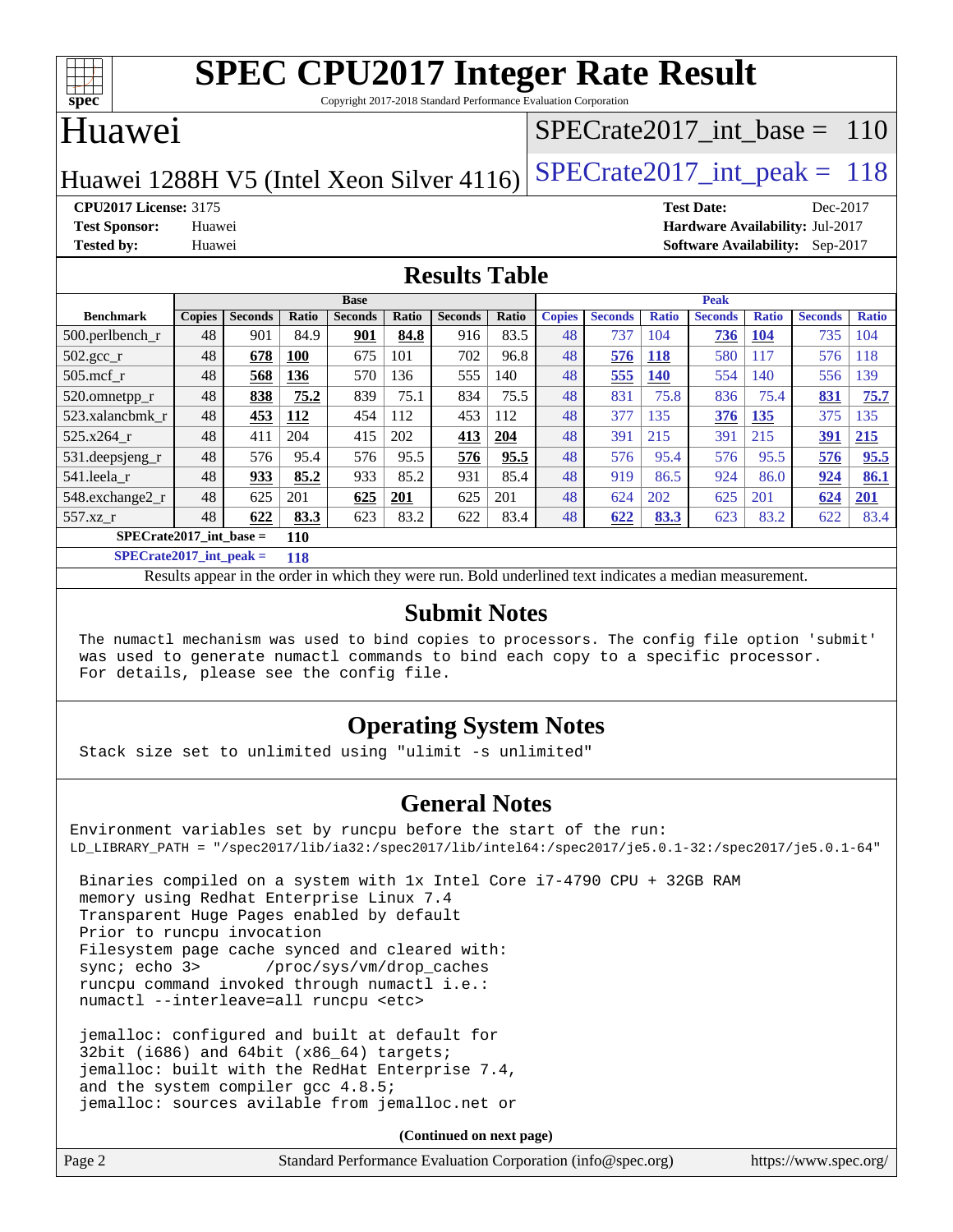# SPEC CPU2017 Integer Rate Result

Copyright 2017-2018 Standard Performance Evaluation Corporation

## Huawei

Huawei 1288H V5 (Intel Xeon Silver 4116)

SPECrate2017_int_base = 110

SPECrate2017_int_peak = 118

**CPU2017 License:** 3175
**Test Sponsor:** Huawei
**Tested by:** Huawei

**Test Date:** Dec-2017
**Hardware Availability:** Jul-2017
**Software Availability:** Sep-2017

## Results Table

| | Base | | | | | | | Peak | | | | | | |
|---|---|---|---|---|---|---|---|---|---|---|---|---|---|---|
| **Benchmark** | **Copies** | **Seconds** | **Ratio** | **Seconds** | **Ratio** | **Seconds** | **Ratio** | **Copies** | **Seconds** | **Ratio** | **Seconds** | **Ratio** | **Seconds** | **Ratio** |
| 500.perlbench_r | 48 | 901 | 84.9 | **901** | **84.8** | 916 | 83.5 | 48 | 737 | 104 | **736** | **104** | 735 | 104 |
| 502.gcc_r | 48 | **678** | **100** | 675 | 101 | 702 | 96.8 | 48 | **576** | **118** | 580 | 117 | 576 | 118 |
| 505.mcf_r | 48 | **568** | **136** | 570 | 136 | 555 | 140 | 48 | **555** | **140** | 554 | 140 | 556 | 139 |
| 520.omnetpp_r | 48 | **838** | **75.2** | 839 | 75.1 | 834 | 75.5 | 48 | 831 | 75.8 | 836 | 75.4 | **831** | **75.7** |
| 523.xalancbmk_r | 48 | **453** | **112** | 454 | 112 | 453 | 112 | 48 | 377 | 135 | **376** | **135** | 375 | 135 |
| 525.x264_r | 48 | 411 | 204 | 415 | 202 | **413** | **204** | 48 | 391 | 215 | 391 | 215 | **391** | **215** |
| 531.deepsjeng_r | 48 | 576 | 95.4 | 576 | 95.5 | **576** | **95.5** | 48 | 576 | 95.4 | 576 | 95.5 | **576** | **95.5** |
| 541.leela_r | 48 | **933** | **85.2** | 933 | 85.2 | 931 | 85.4 | 48 | 919 | 86.5 | 924 | 86.0 | **924** | **86.1** |
| 548.exchange2_r | 48 | 625 | 201 | **625** | **201** | 625 | 201 | 48 | 624 | 202 | 625 | 201 | **624** | **201** |
| 557.xz_r | 48 | **622** | **83.3** | 623 | 83.2 | 622 | 83.4 | 48 | **622** | **83.3** | 623 | 83.2 | 622 | 83.4 |

**SPECrate2017_int_base = 110**

**SPECrate2017_int_peak = 118**

Results appear in the order in which they were run. Bold underlined text indicates a median measurement.

## Submit Notes

```
The numactl mechanism was used to bind copies to processors. The config file option 'submit'
was used to generate numactl commands to bind each copy to a specific processor.
For details, please see the config file.
```

## Operating System Notes

```
Stack size set to unlimited using "ulimit -s unlimited"
```

## General Notes

```
Environment variables set by runcpu before the start of the run:
LD_LIBRARY_PATH = "/spec2017/lib/ia32:/spec2017/lib/intel64:/spec2017/je5.0.1-32:/spec2017/je5.0.1-64"

 Binaries compiled on a system with 1x Intel Core i7-4790 CPU + 32GB RAM
 memory using Redhat Enterprise Linux 7.4
 Transparent Huge Pages enabled by default
 Prior to runcpu invocation
 Filesystem page cache synced and cleared with:
 sync; echo 3>       /proc/sys/vm/drop_caches
 runcpu command invoked through numactl i.e.:
 numactl --interleave=all runcpu <etc>

 jemalloc: configured and built at default for
 32bit (i686) and 64bit (x86_64) targets;
 jemalloc: built with the RedHat Enterprise 7.4,
 and the system compiler gcc 4.8.5;
 jemalloc: sources avilable from jemalloc.net or
```

**(Continued on next page)**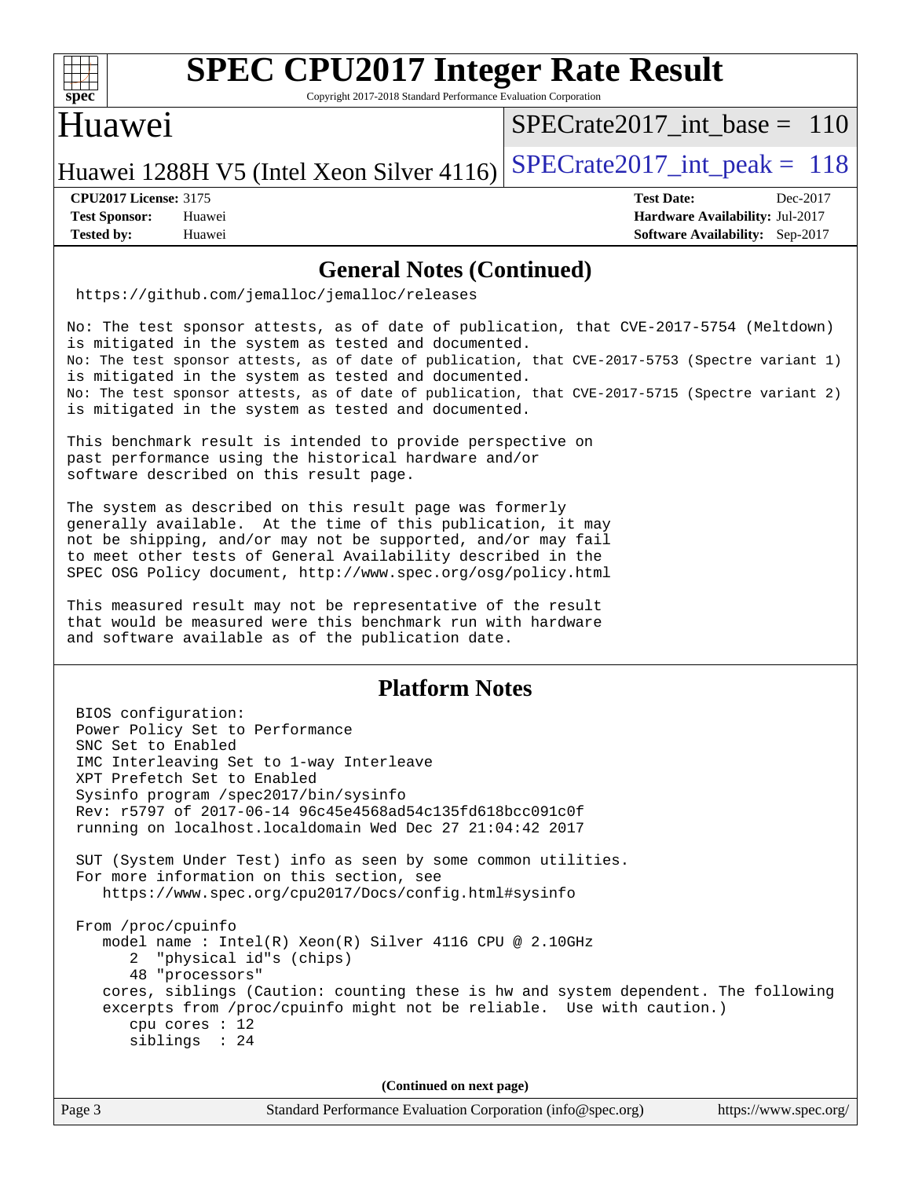## General Notes (Continued)

```
https://github.com/jemalloc/jemalloc/releases
```

```
No: The test sponsor attests, as of date of publication, that CVE-2017-5754 (Meltdown)
is mitigated in the system as tested and documented.
No: The test sponsor attests, as of date of publication, that CVE-2017-5753 (Spectre variant 1)
is mitigated in the system as tested and documented.
No: The test sponsor attests, as of date of publication, that CVE-2017-5715 (Spectre variant 2)
is mitigated in the system as tested and documented.
```

```
This benchmark result is intended to provide perspective on
past performance using the historical hardware and/or
software described on this result page.
```

```
The system as described on this result page was formerly
generally available.  At the time of this publication, it may
not be shipping, and/or may not be supported, and/or may fail
to meet other tests of General Availability described in the
SPEC OSG Policy document, http://www.spec.org/osg/policy.html
```

```
This measured result may not be representative of the result
that would be measured were this benchmark run with hardware
and software available as of the publication date.
```

## Platform Notes

```
BIOS configuration:
Power Policy Set to Performance
SNC Set to Enabled
IMC Interleaving Set to 1-way Interleave
XPT Prefetch Set to Enabled
Sysinfo program /spec2017/bin/sysinfo
Rev: r5797 of 2017-06-14 96c45e4568ad54c135fd618bcc091c0f
running on localhost.localdomain Wed Dec 27 21:04:42 2017

SUT (System Under Test) info as seen by some common utilities.
For more information on this section, see
   https://www.spec.org/cpu2017/Docs/config.html#sysinfo

From /proc/cpuinfo
   model name : Intel(R) Xeon(R) Silver 4116 CPU @ 2.10GHz
      2  "physical id"s (chips)
      48 "processors"
   cores, siblings (Caution: counting these is hw and system dependent. The following
   excerpts from /proc/cpuinfo might not be reliable.  Use with caution.)
      cpu cores : 12
      siblings  : 24
```

(Continued on next page)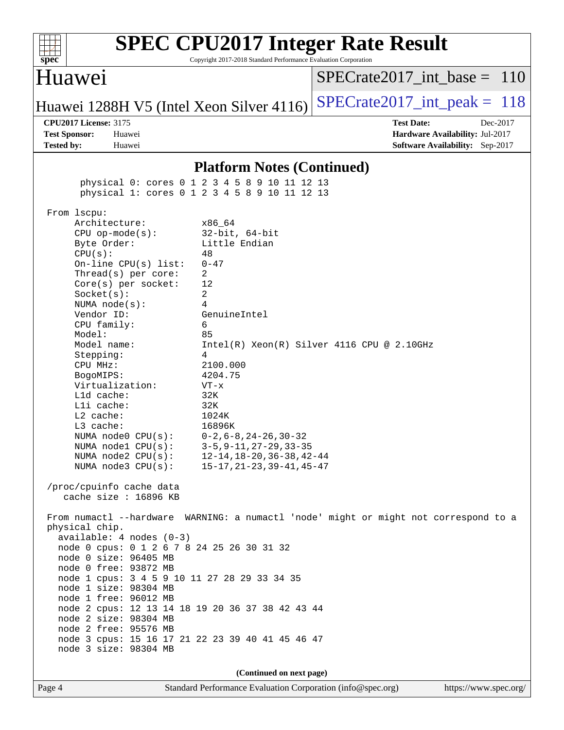## Platform Notes (Continued)

```
      physical 0: cores 0 1 2 3 4 5 8 9 10 11 12 13
      physical 1: cores 0 1 2 3 4 5 8 9 10 11 12 13

 From lscpu:
      Architecture:          x86_64
      CPU op-mode(s):        32-bit, 64-bit
      Byte Order:            Little Endian
      CPU(s):                48
      On-line CPU(s) list:   0-47
      Thread(s) per core:    2
      Core(s) per socket:    12
      Socket(s):             2
      NUMA node(s):          4
      Vendor ID:             GenuineIntel
      CPU family:            6
      Model:                 85
      Model name:            Intel(R) Xeon(R) Silver 4116 CPU @ 2.10GHz
      Stepping:              4
      CPU MHz:               2100.000
      BogoMIPS:              4204.75
      Virtualization:        VT-x
      L1d cache:             32K
      L1i cache:             32K
      L2 cache:              1024K
      L3 cache:              16896K
      NUMA node0 CPU(s):     0-2,6-8,24-26,30-32
      NUMA node1 CPU(s):     3-5,9-11,27-29,33-35
      NUMA node2 CPU(s):     12-14,18-20,36-38,42-44
      NUMA node3 CPU(s):     15-17,21-23,39-41,45-47

 /proc/cpuinfo cache data
    cache size : 16896 KB

 From numactl --hardware  WARNING: a numactl 'node' might or might not correspond to a
 physical chip.
   available: 4 nodes (0-3)
   node 0 cpus: 0 1 2 6 7 8 24 25 26 30 31 32
   node 0 size: 96405 MB
   node 0 free: 93872 MB
   node 1 cpus: 3 4 5 9 10 11 27 28 29 33 34 35
   node 1 size: 98304 MB
   node 1 free: 96012 MB
   node 2 cpus: 12 13 14 18 19 20 36 37 38 42 43 44
   node 2 size: 98304 MB
   node 2 free: 95576 MB
   node 3 cpus: 15 16 17 21 22 23 39 40 41 45 46 47
   node 3 size: 98304 MB
```

(Continued on next page)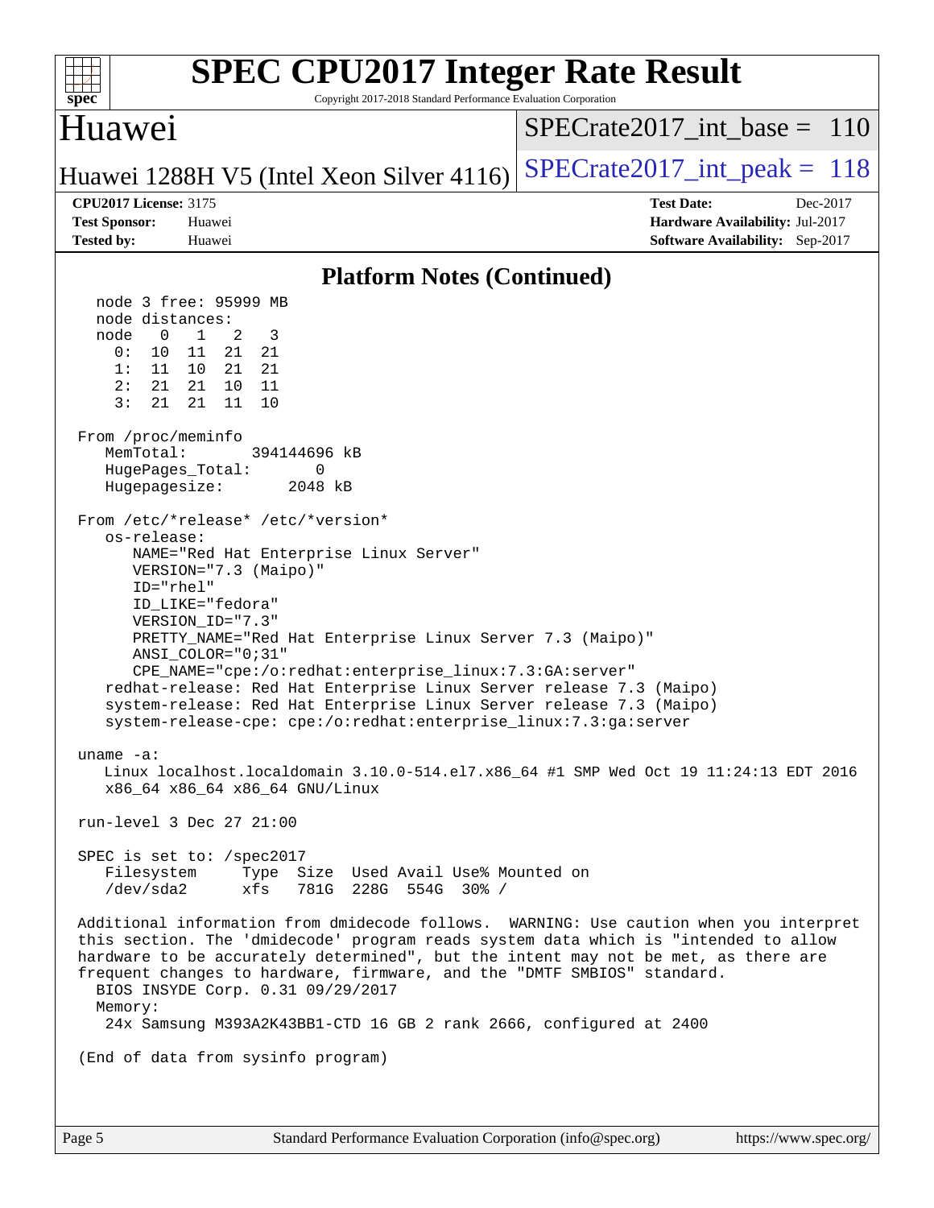# SPEC CPU2017 Integer Rate Result

Copyright 2017-2018 Standard Performance Evaluation Corporation

## Huawei

Huawei 1288H V5 (Intel Xeon Silver 4116)

SPECrate2017_int_base = 110

SPECrate2017_int_peak = 118

**CPU2017 License:** 3175
**Test Sponsor:** Huawei
**Tested by:** Huawei

**Test Date:** Dec-2017
**Hardware Availability:** Jul-2017
**Software Availability:** Sep-2017

### Platform Notes (Continued)

```
    node 3 free: 95999 MB
    node distances:
    node   0   1   2   3
      0:  10  11  21  21
      1:  11  10  21  21
      2:  21  21  10  11
      3:  21  21  11  10

 From /proc/meminfo
    MemTotal:       394144696 kB
    HugePages_Total:       0
    Hugepagesize:       2048 kB

 From /etc/*release* /etc/*version*
    os-release:
       NAME="Red Hat Enterprise Linux Server"
       VERSION="7.3 (Maipo)"
       ID="rhel"
       ID_LIKE="fedora"
       VERSION_ID="7.3"
       PRETTY_NAME="Red Hat Enterprise Linux Server 7.3 (Maipo)"
       ANSI_COLOR="0;31"
       CPE_NAME="cpe:/o:redhat:enterprise_linux:7.3:GA:server"
    redhat-release: Red Hat Enterprise Linux Server release 7.3 (Maipo)
    system-release: Red Hat Enterprise Linux Server release 7.3 (Maipo)
    system-release-cpe: cpe:/o:redhat:enterprise_linux:7.3:ga:server

 uname -a:
    Linux localhost.localdomain 3.10.0-514.el7.x86_64 #1 SMP Wed Oct 19 11:24:13 EDT 2016
    x86_64 x86_64 x86_64 GNU/Linux

 run-level 3 Dec 27 21:00

 SPEC is set to: /spec2017
    Filesystem     Type  Size  Used Avail Use% Mounted on
    /dev/sda2      xfs   781G  228G  554G  30% /

 Additional information from dmidecode follows.  WARNING: Use caution when you interpret
 this section. The 'dmidecode' program reads system data which is "intended to allow
 hardware to be accurately determined", but the intent may not be met, as there are
 frequent changes to hardware, firmware, and the "DMTF SMBIOS" standard.
   BIOS INSYDE Corp. 0.31 09/29/2017
   Memory:
    24x Samsung M393A2K43BB1-CTD 16 GB 2 rank 2666, configured at 2400

 (End of data from sysinfo program)
```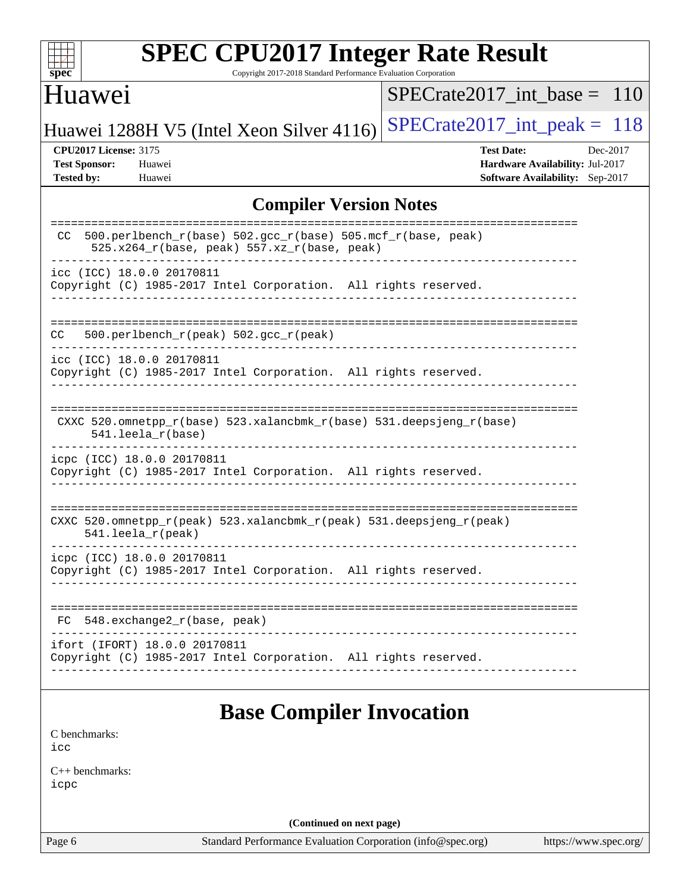## Compiler Version Notes

```
==============================================================================
 CC  500.perlbench_r(base) 502.gcc_r(base) 505.mcf_r(base, peak)
      525.x264_r(base, peak) 557.xz_r(base, peak)
------------------------------------------------------------------------------
icc (ICC) 18.0.0 20170811
Copyright (C) 1985-2017 Intel Corporation.  All rights reserved.
------------------------------------------------------------------------------

==============================================================================
CC   500.perlbench_r(peak) 502.gcc_r(peak)
------------------------------------------------------------------------------
icc (ICC) 18.0.0 20170811
Copyright (C) 1985-2017 Intel Corporation.  All rights reserved.
------------------------------------------------------------------------------

==============================================================================
 CXXC 520.omnetpp_r(base) 523.xalancbmk_r(base) 531.deepsjeng_r(base)
      541.leela_r(base)
------------------------------------------------------------------------------
icpc (ICC) 18.0.0 20170811
Copyright (C) 1985-2017 Intel Corporation.  All rights reserved.
------------------------------------------------------------------------------

==============================================================================
CXXC 520.omnetpp_r(peak) 523.xalancbmk_r(peak) 531.deepsjeng_r(peak)
     541.leela_r(peak)
------------------------------------------------------------------------------
icpc (ICC) 18.0.0 20170811
Copyright (C) 1985-2017 Intel Corporation.  All rights reserved.
------------------------------------------------------------------------------

==============================================================================
 FC  548.exchange2_r(base, peak)
------------------------------------------------------------------------------
ifort (IFORT) 18.0.0 20170811
Copyright (C) 1985-2017 Intel Corporation.  All rights reserved.
------------------------------------------------------------------------------
```

## Base Compiler Invocation

C benchmarks:
icc

C++ benchmarks:
icpc

**(Continued on next page)**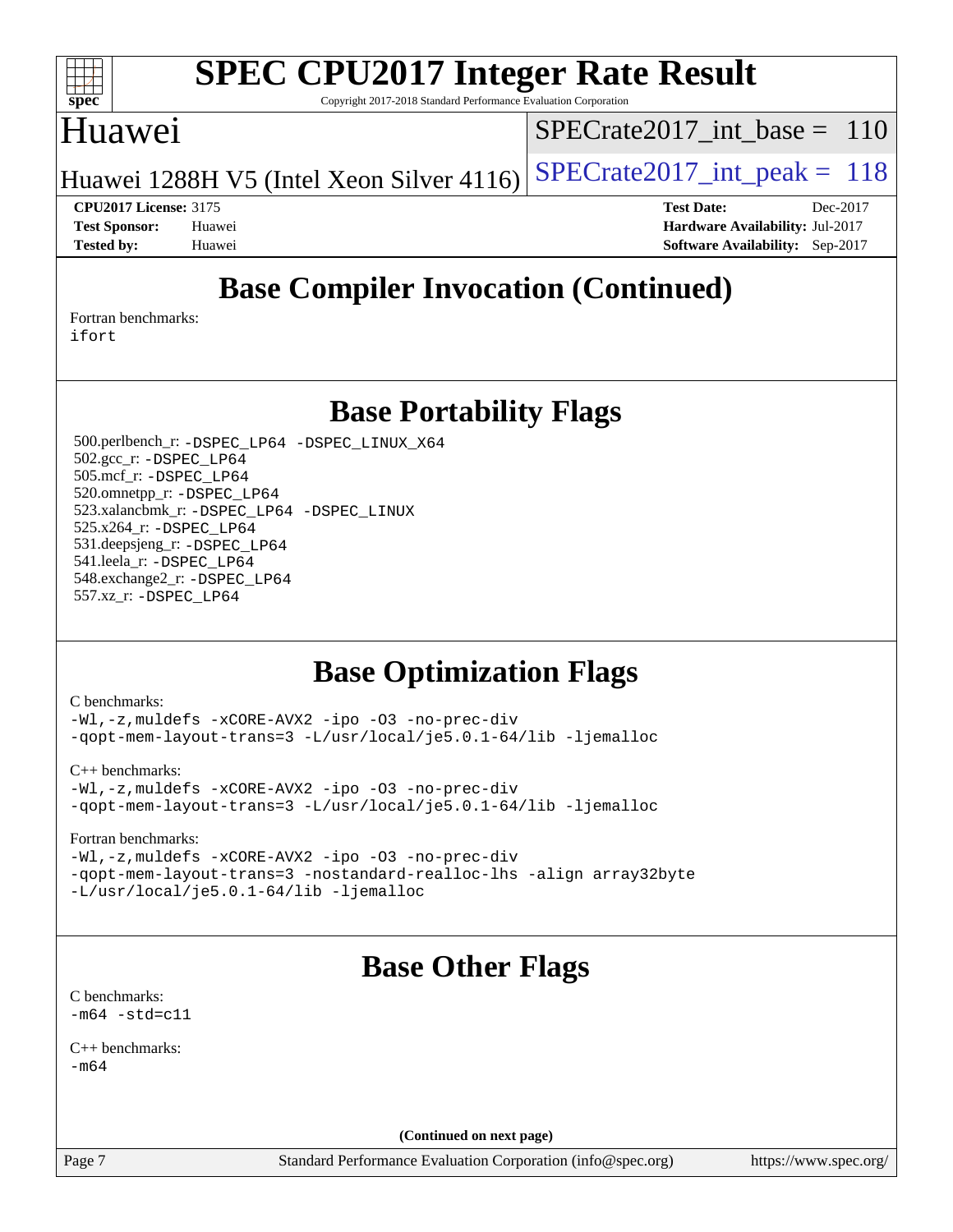## Base Compiler Invocation (Continued)

Fortran benchmarks:
ifort

## Base Portability Flags

500.perlbench_r: -DSPEC_LP64 -DSPEC_LINUX_X64
502.gcc_r: -DSPEC_LP64
505.mcf_r: -DSPEC_LP64
520.omnetpp_r: -DSPEC_LP64
523.xalancbmk_r: -DSPEC_LP64 -DSPEC_LINUX
525.x264_r: -DSPEC_LP64
531.deepsjeng_r: -DSPEC_LP64
541.leela_r: -DSPEC_LP64
548.exchange2_r: -DSPEC_LP64
557.xz_r: -DSPEC_LP64

## Base Optimization Flags

C benchmarks:
-Wl,-z,muldefs -xCORE-AVX2 -ipo -O3 -no-prec-div
-qopt-mem-layout-trans=3 -L/usr/local/je5.0.1-64/lib -ljemalloc

C++ benchmarks:
-Wl,-z,muldefs -xCORE-AVX2 -ipo -O3 -no-prec-div
-qopt-mem-layout-trans=3 -L/usr/local/je5.0.1-64/lib -ljemalloc

Fortran benchmarks:
-Wl,-z,muldefs -xCORE-AVX2 -ipo -O3 -no-prec-div
-qopt-mem-layout-trans=3 -nostandard-realloc-lhs -align array32byte
-L/usr/local/je5.0.1-64/lib -ljemalloc

## Base Other Flags

C benchmarks:
-m64 -std=c11

C++ benchmarks:
-m64

(Continued on next page)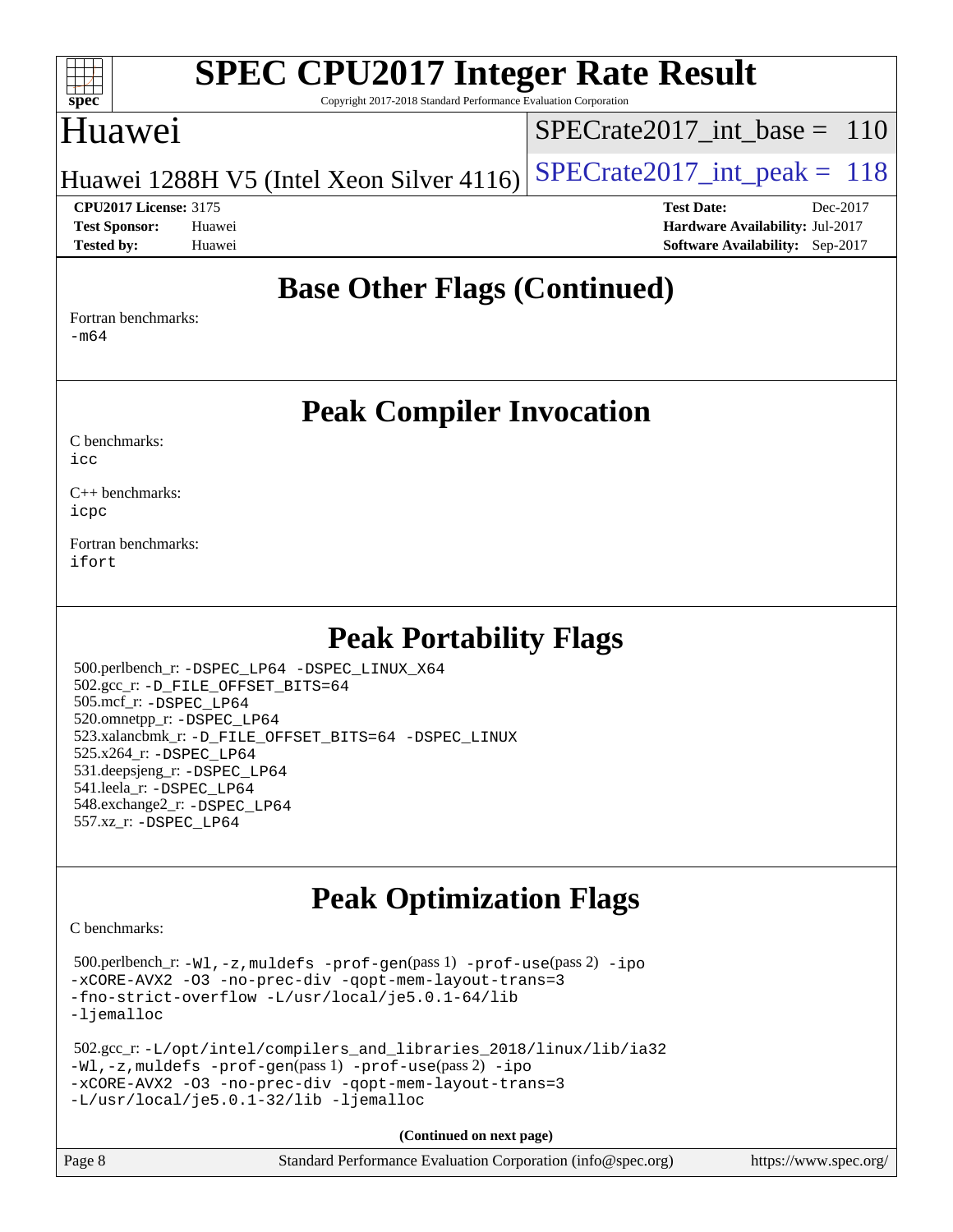# SPEC CPU2017 Integer Rate Result

Copyright 2017-2018 Standard Performance Evaluation Corporation

## Huawei

Huawei 1288H V5 (Intel Xeon Silver 4116)

SPECrate2017_int_base = 110

SPECrate2017_int_peak = 118

**CPU2017 License:** 3175
**Test Sponsor:** Huawei
**Tested by:** Huawei

**Test Date:** Dec-2017
**Hardware Availability:** Jul-2017
**Software Availability:** Sep-2017

## Base Other Flags (Continued)

Fortran benchmarks:
-m64

## Peak Compiler Invocation

C benchmarks:
icc

C++ benchmarks:
icpc

Fortran benchmarks:
ifort

## Peak Portability Flags

500.perlbench_r: -DSPEC_LP64 -DSPEC_LINUX_X64
502.gcc_r: -D_FILE_OFFSET_BITS=64
505.mcf_r: -DSPEC_LP64
520.omnetpp_r: -DSPEC_LP64
523.xalancbmk_r: -D_FILE_OFFSET_BITS=64 -DSPEC_LINUX
525.x264_r: -DSPEC_LP64
531.deepsjeng_r: -DSPEC_LP64
541.leela_r: -DSPEC_LP64
548.exchange2_r: -DSPEC_LP64
557.xz_r: -DSPEC_LP64

## Peak Optimization Flags

C benchmarks:

500.perlbench_r: -Wl,-z,muldefs -prof-gen(pass 1) -prof-use(pass 2) -ipo -xCORE-AVX2 -O3 -no-prec-div -qopt-mem-layout-trans=3 -fno-strict-overflow -L/usr/local/je5.0.1-64/lib -ljemalloc

502.gcc_r: -L/opt/intel/compilers_and_libraries_2018/linux/lib/ia32 -Wl,-z,muldefs -prof-gen(pass 1) -prof-use(pass 2) -ipo -xCORE-AVX2 -O3 -no-prec-div -qopt-mem-layout-trans=3 -L/usr/local/je5.0.1-32/lib -ljemalloc

**(Continued on next page)**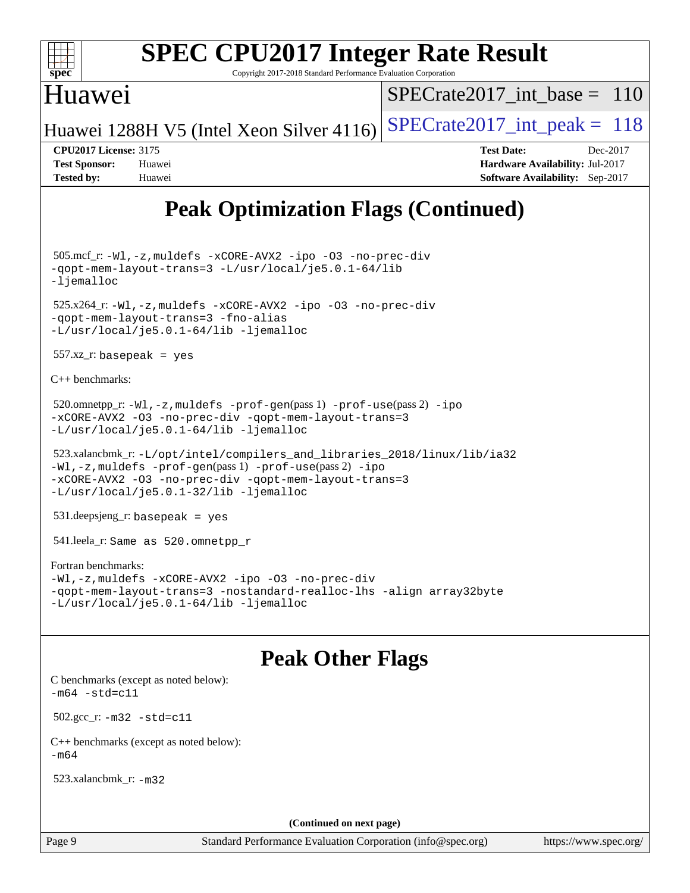# SPEC CPU2017 Integer Rate Result

Copyright 2017-2018 Standard Performance Evaluation Corporation

## Huawei

Huawei 1288H V5 (Intel Xeon Silver 4116)

SPECrate2017_int_base = 110

SPECrate2017_int_peak = 118

**CPU2017 License:** 3175
**Test Sponsor:** Huawei
**Tested by:** Huawei

**Test Date:** Dec-2017
**Hardware Availability:** Jul-2017
**Software Availability:** Sep-2017

## Peak Optimization Flags (Continued)

505.mcf_r: `-Wl,-z,muldefs -xCORE-AVX2 -ipo -O3 -no-prec-div -qopt-mem-layout-trans=3 -L/usr/local/je5.0.1-64/lib -ljemalloc`

525.x264_r: `-Wl,-z,muldefs -xCORE-AVX2 -ipo -O3 -no-prec-div -qopt-mem-layout-trans=3 -fno-alias -L/usr/local/je5.0.1-64/lib -ljemalloc`

557.xz_r: `basepeak = yes`

C++ benchmarks:

520.omnetpp_r: `-Wl,-z,muldefs -prof-gen`(pass 1) `-prof-use`(pass 2) `-ipo -xCORE-AVX2 -O3 -no-prec-div -qopt-mem-layout-trans=3 -L/usr/local/je5.0.1-64/lib -ljemalloc`

523.xalancbmk_r: `-L/opt/intel/compilers_and_libraries_2018/linux/lib/ia32 -Wl,-z,muldefs -prof-gen`(pass 1) `-prof-use`(pass 2) `-ipo -xCORE-AVX2 -O3 -no-prec-div -qopt-mem-layout-trans=3 -L/usr/local/je5.0.1-32/lib -ljemalloc`

531.deepsjeng_r: `basepeak = yes`

541.leela_r: `Same as 520.omnetpp_r`

Fortran benchmarks:
`-Wl,-z,muldefs -xCORE-AVX2 -ipo -O3 -no-prec-div -qopt-mem-layout-trans=3 -nostandard-realloc-lhs -align array32byte -L/usr/local/je5.0.1-64/lib -ljemalloc`

## Peak Other Flags

C benchmarks (except as noted below):
`-m64 -std=c11`

502.gcc_r: `-m32 -std=c11`

C++ benchmarks (except as noted below):
`-m64`

523.xalancbmk_r: `-m32`

**(Continued on next page)**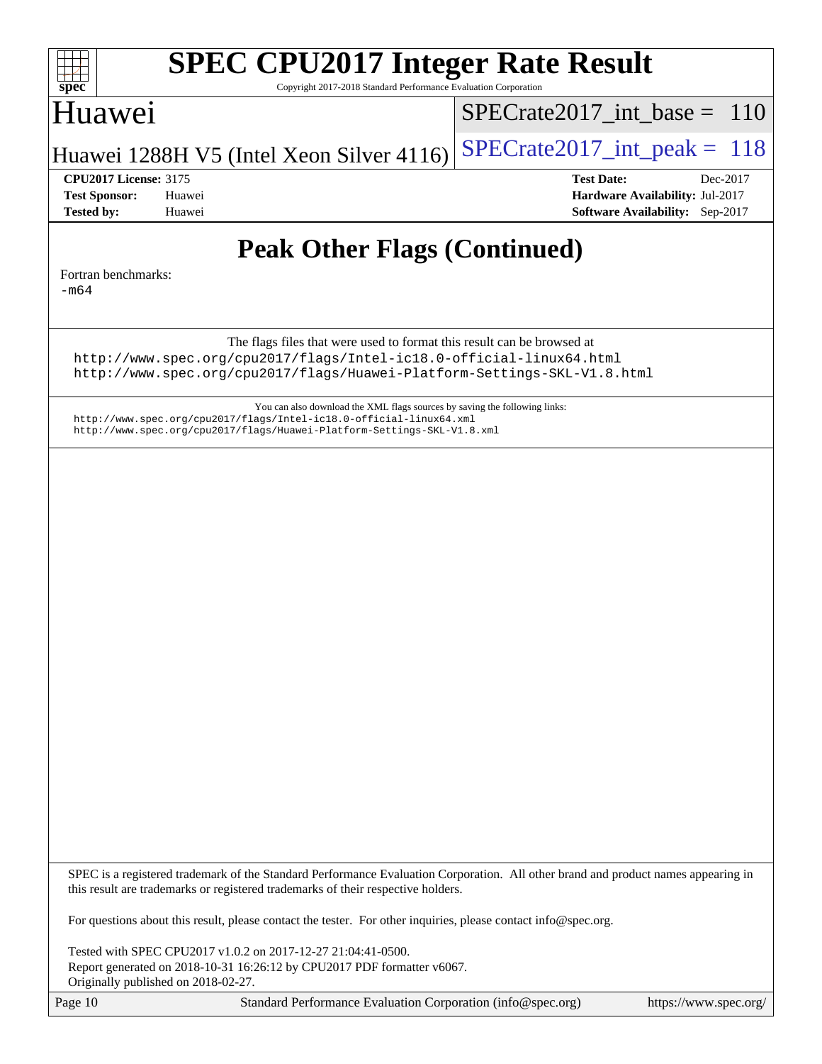# Peak Other Flags (Continued)

Fortran benchmarks:
-m64

The flags files that were used to format this result can be browsed at
http://www.spec.org/cpu2017/flags/Intel-ic18.0-official-linux64.html
http://www.spec.org/cpu2017/flags/Huawei-Platform-Settings-SKL-V1.8.html

You can also download the XML flags sources by saving the following links:
http://www.spec.org/cpu2017/flags/Intel-ic18.0-official-linux64.xml
http://www.spec.org/cpu2017/flags/Huawei-Platform-Settings-SKL-V1.8.xml

SPEC is a registered trademark of the Standard Performance Evaluation Corporation. All other brand and product names appearing in this result are trademarks or registered trademarks of their respective holders.

For questions about this result, please contact the tester. For other inquiries, please contact info@spec.org.

Tested with SPEC CPU2017 v1.0.2 on 2017-12-27 21:04:41-0500.
Report generated on 2018-10-31 16:26:12 by CPU2017 PDF formatter v6067.
Originally published on 2018-02-27.